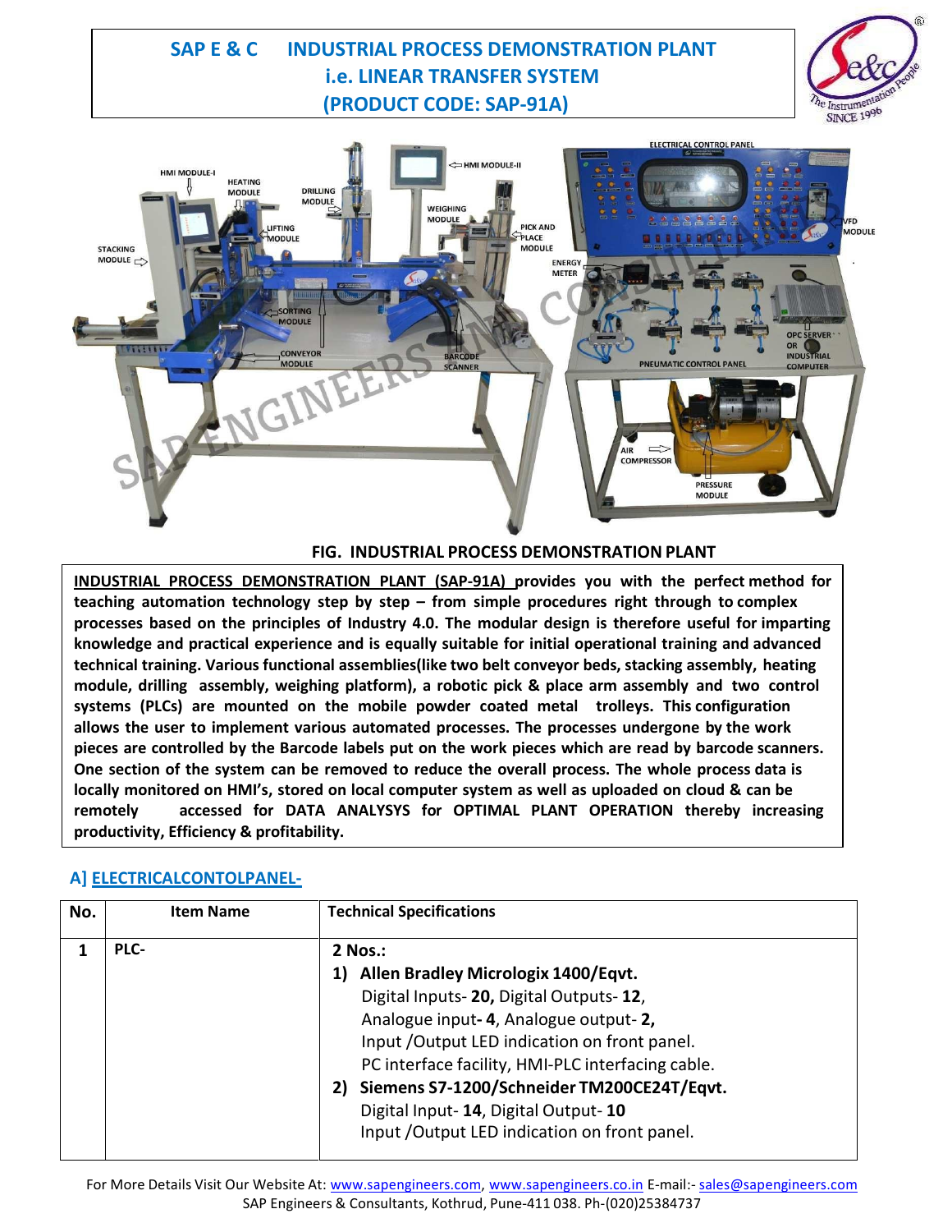# SAP E & C INDUSTRIAL PROCESS DEMONSTRATION PLANT i.e. LINEAR TRANSFER SYSTEM (PRODUCT CODE: SAP-91A)

FIG. INDUSTRIAL PROCESS DEMONSTRATION PLANT

**INDUSTRIAL PROCESS DEMONSTRATION PLANT (SAP-91A) provides you with the perfect method for teaching automation technology step by step – from simple procedures right through to complex processes based on the principles of Industry 4.0. The modular design is therefore useful for imparting knowledge and practical experience and is equally suitable for initial operational training and advanced technical training. Various functional assemblies(like two belt conveyor beds, stacking assembly, heating module, drilling assembly, weighing platform), a robotic pick & place arm assembly and two control systems (PLCs) are mounted on the mobile powder coated metal trolleys. This configuration allows the user to implement various automated processes. The processes undergone by the work pieces are controlled by the Barcode labels put on the work pieces which are read by barcode scanners. One section of the system can be removed to reduce the overall process. The whole process data is locally monitored on HMI's, stored on local computer system as well as uploaded on cloud & can be remotely accessed for DATA ANALYSYS for OPTIMAL PLANT OPERATION thereby increasing productivity, Efficiency & profitability.**

## A] ELECTRICALCONTOLPANEL-

| No. | Item Name | Technical Specifications |
|---|---|---|
| 1 | PLC- | 2 Nos.:<br>1) **Allen Bradley Micrologix 1400/Eqvt.**<br>Digital Inputs- **20,** Digital Outputs- **12,**<br>Analogue input**- 4**, Analogue output- **2,**<br>Input /Output LED indication on front panel.<br>PC interface facility, HMI-PLC interfacing cable.<br>2) **Siemens S7-1200/Schneider TM200CE24T/Eqvt.**<br>Digital Input- **14**, Digital Output- **10**<br>Input /Output LED indication on front panel. |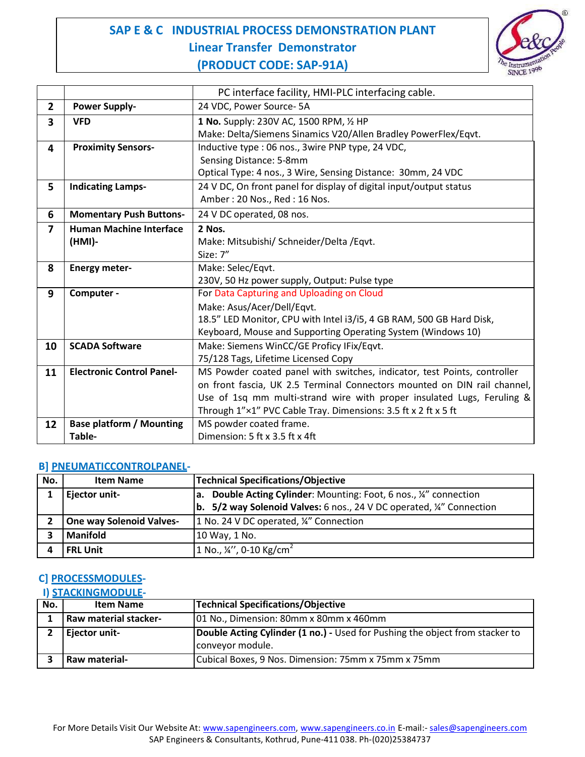# SAP E & C INDUSTRIAL PROCESS DEMONSTRATION PLANT
## Linear Transfer Demonstrator
## (PRODUCT CODE: SAP-91A)

| | | |
|---|---|---|
| | | PC interface facility, HMI-PLC interfacing cable. |
| **2** | **Power Supply-** | 24 VDC, Power Source- 5A |
| **3** | **VFD** | **1 No.** Supply: 230V AC, 1500 RPM, ½ HP<br>Make: Delta/Siemens Sinamics V20/Allen Bradley PowerFlex/Eqvt. |
| **4** | **Proximity Sensors-** | Inductive type : 06 nos., 3wire PNP type, 24 VDC,<br>Sensing Distance: 5-8mm<br>Optical Type: 4 nos., 3 Wire, Sensing Distance: 30mm, 24 VDC |
| **5** | **Indicating Lamps-** | 24 V DC, On front panel for display of digital input/output status<br>Amber : 20 Nos., Red : 16 Nos. |
| **6** | **Momentary Push Buttons-** | 24 V DC operated, 08 nos. |
| **7** | **Human Machine Interface (HMI)-** | **2 Nos.**<br>Make: Mitsubishi/ Schneider/Delta /Eqvt.<br>Size: 7" |
| **8** | **Energy meter-** | Make: Selec/Eqvt.<br>230V, 50 Hz power supply, Output: Pulse type |
| **9** | **Computer -** | For Data Capturing and Uploading on Cloud<br>Make: Asus/Acer/Dell/Eqvt.<br>18.5" LED Monitor, CPU with Intel i3/i5, 4 GB RAM, 500 GB Hard Disk, Keyboard, Mouse and Supporting Operating System (Windows 10) |
| **10** | **SCADA Software** | Make: Siemens WinCC/GE Proficy IFix/Eqvt.<br>75/128 Tags, Lifetime Licensed Copy |
| **11** | **Electronic Control Panel-** | MS Powder coated panel with switches, indicator, test Points, controller on front fascia, UK 2.5 Terminal Connectors mounted on DIN rail channel, Use of 1sq mm multi-strand wire with proper insulated Lugs, Feruling & Through 1"×1" PVC Cable Tray. Dimensions: 3.5 ft x 2 ft x 5 ft |
| **12** | **Base platform / Mounting Table-** | MS powder coated frame.<br>Dimension: 5 ft x 3.5 ft x 4ft |

### B] PNEUMATICCONTROLPANEL-

| No. | Item Name | Technical Specifications/Objective |
|---|---|---|
| **1** | **Ejector unit-** | **a. Double Acting Cylinder**: Mounting: Foot, 6 nos., ¼" connection<br>**b. 5/2 way Solenoid Valves:** 6 nos., 24 V DC operated, ¼" Connection |
| **2** | **One way Solenoid Valves-** | 1 No. 24 V DC operated, ¼" Connection |
| **3** | **Manifold** | 10 Way, 1 No. |
| **4** | **FRL Unit** | 1 No., ¼'', 0-10 Kg/cm$^2$ |

### C] PROCESSMODULES-

#### I) STACKINGMODULE-

| No. | Item Name | Technical Specifications/Objective |
|---|---|---|
| **1** | **Raw material stacker-** | 01 No., Dimension: 80mm x 80mm x 460mm |
| **2** | **Ejector unit-** | **Double Acting Cylinder (1 no.) -** Used for Pushing the object from stacker to conveyor module. |
| **3** | **Raw material-** | Cubical Boxes, 9 Nos. Dimension: 75mm x 75mm x 75mm |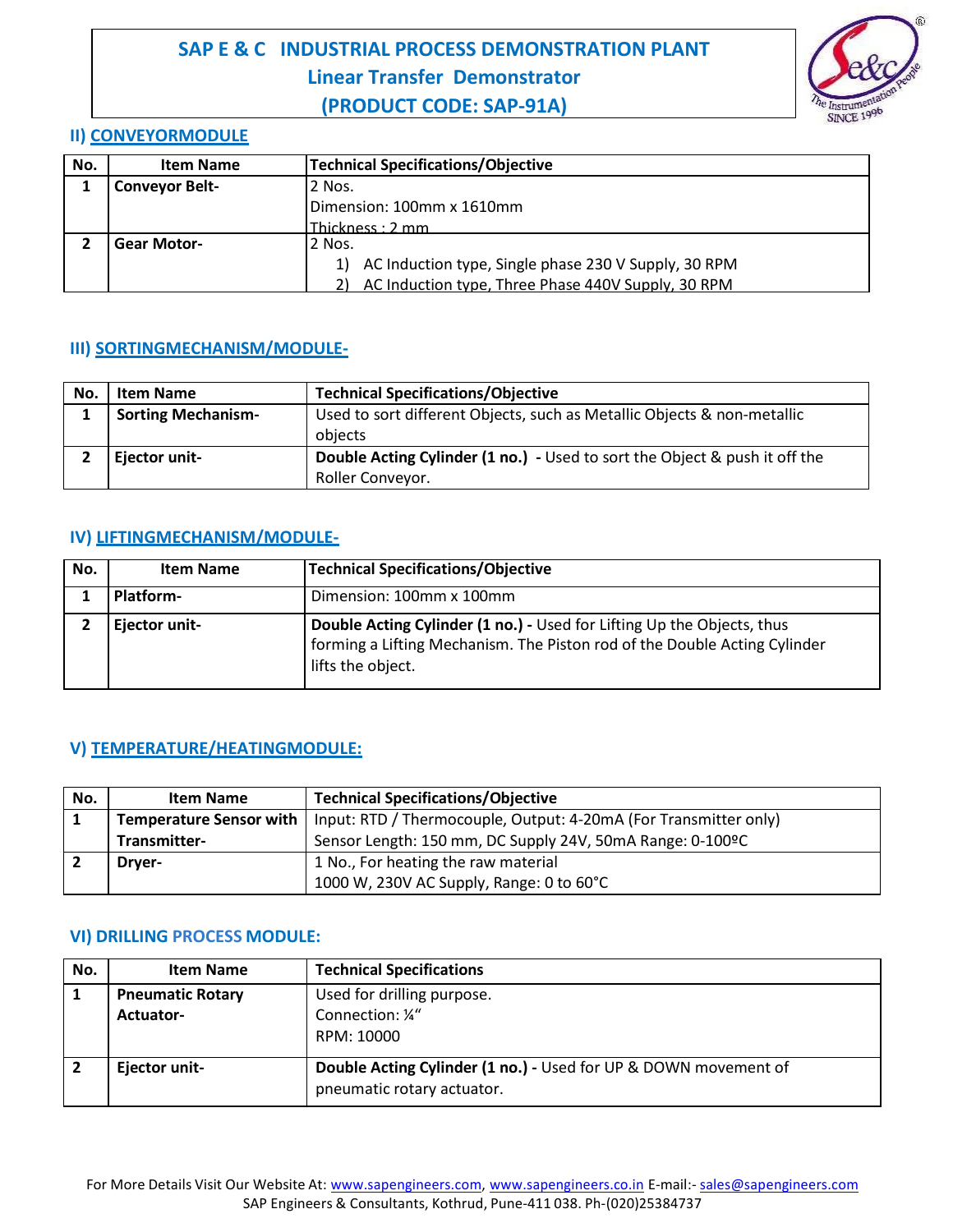# SAP E & C INDUSTRIAL PROCESS DEMONSTRATION PLANT
## Linear Transfer Demonstrator
## (PRODUCT CODE: SAP-91A)

### II) CONVEYORMODULE

| No. | Item Name | Technical Specifications/Objective |
|---|---|---|
| 1 | **Conveyor Belt-** | 2 Nos.<br>Dimension: 100mm x 1610mm<br>Thickness : 2 mm |
| 2 | **Gear Motor-** | 2 Nos.<br>1) AC Induction type, Single phase 230 V Supply, 30 RPM<br>2) AC Induction type, Three Phase 440V Supply, 30 RPM |

### III) SORTINGMECHANISM/MODULE-

| No. | Item Name | Technical Specifications/Objective |
|---|---|---|
| 1 | **Sorting Mechanism-** | Used to sort different Objects, such as Metallic Objects & non-metallic objects |
| 2 | **Ejector unit-** | **Double Acting Cylinder (1 no.) -** Used to sort the Object & push it off the Roller Conveyor. |

### IV) LIFTINGMECHANISM/MODULE-

| No. | Item Name | Technical Specifications/Objective |
|---|---|---|
| 1 | **Platform-** | Dimension: 100mm x 100mm |
| 2 | **Ejector unit-** | **Double Acting Cylinder (1 no.) -** Used for Lifting Up the Objects, thus forming a Lifting Mechanism. The Piston rod of the Double Acting Cylinder lifts the object. |

### V) TEMPERATURE/HEATINGMODULE:

| No. | Item Name | Technical Specifications/Objective |
|---|---|---|
| 1 | **Temperature Sensor with Transmitter-** | Input: RTD / Thermocouple, Output: 4-20mA (For Transmitter only)<br>Sensor Length: 150 mm, DC Supply 24V, 50mA Range: 0-100ºC |
| 2 | **Dryer-** | 1 No., For heating the raw material<br>1000 W, 230V AC Supply, Range: 0 to 60°C |

### VI) DRILLING PROCESS MODULE:

| No. | Item Name | Technical Specifications |
|---|---|---|
| 1 | **Pneumatic Rotary Actuator-** | Used for drilling purpose.<br>Connection: ¼"<br>RPM: 10000 |
| 2 | **Ejector unit-** | **Double Acting Cylinder (1 no.) -** Used for UP & DOWN movement of pneumatic rotary actuator. |

For More Details Visit Our Website At: www.sapengineers.com, www.sapengineers.co.in E-mail:- sales@sapengineers.com
SAP Engineers & Consultants, Kothrud, Pune-411 038. Ph-(020)25384737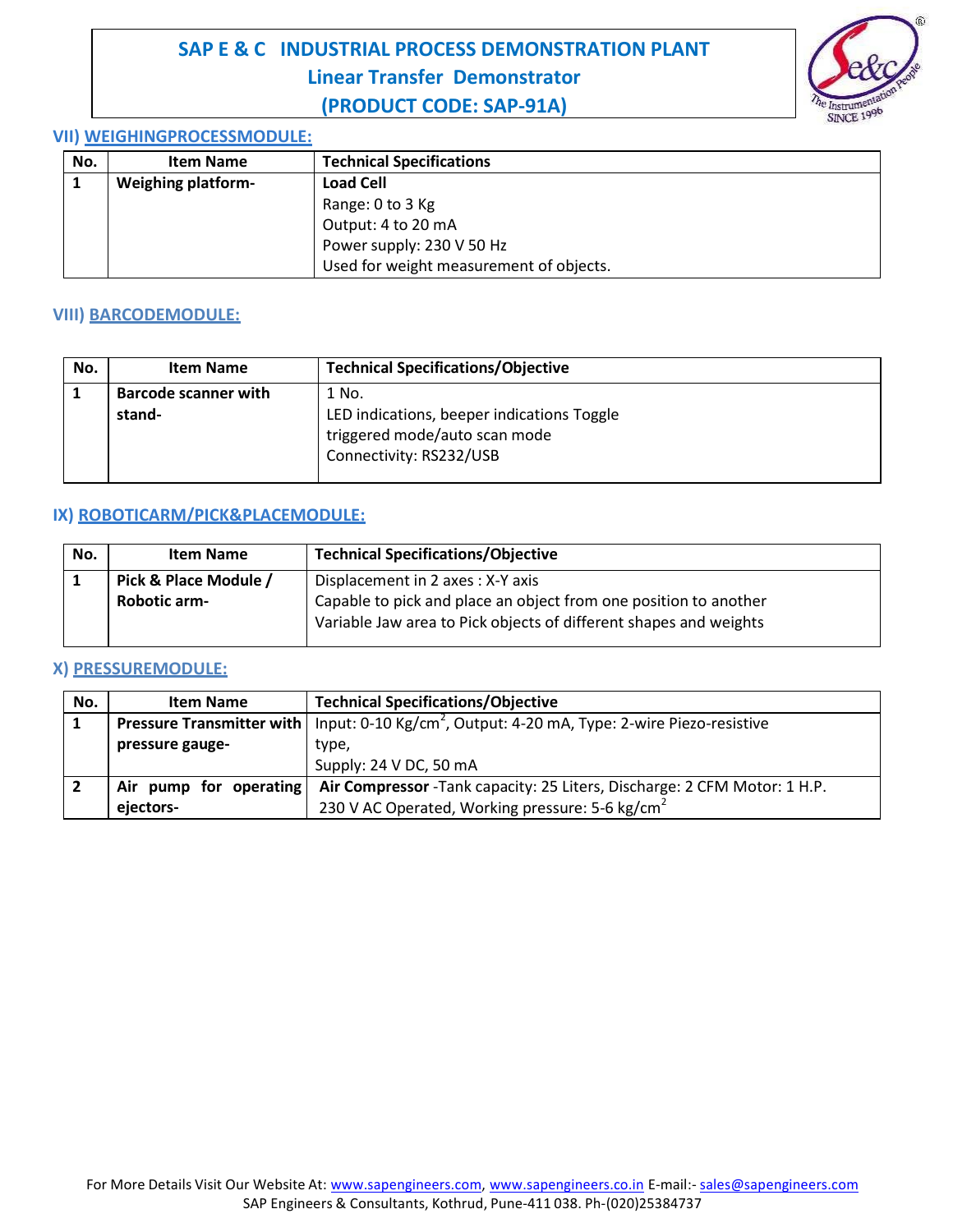# SAP E & C INDUSTRIAL PROCESS DEMONSTRATION PLANT
## Linear Transfer Demonstrator
## (PRODUCT CODE: SAP-91A)

### VII) WEIGHINGPROCESSMODULE:

| No. | Item Name | Technical Specifications |
|---|---|---|
| **1** | **Weighing platform-** | **Load Cell**<br>Range: 0 to 3 Kg<br>Output: 4 to 20 mA<br>Power supply: 230 V 50 Hz<br>Used for weight measurement of objects. |

### VIII) BARCODEMODULE:

| No. | Item Name | Technical Specifications/Objective |
|---|---|---|
| **1** | **Barcode scanner with stand-** | 1 No.<br>LED indications, beeper indications Toggle triggered mode/auto scan mode<br>Connectivity: RS232/USB |

### IX) ROBOTICARM/PICK&PLACEMODULE:

| No. | Item Name | Technical Specifications/Objective |
|---|---|---|
| **1** | **Pick & Place Module / Robotic arm-** | Displacement in 2 axes : X-Y axis<br>Capable to pick and place an object from one position to another<br>Variable Jaw area to Pick objects of different shapes and weights |

### X) PRESSUREMODULE:

| No. | Item Name | Technical Specifications/Objective |
|---|---|---|
| **1** | **Pressure Transmitter with pressure gauge-** | Input: 0-10 Kg/$cm^2$, Output: 4-20 mA, Type: 2-wire Piezo-resistive type,<br>Supply: 24 V DC, 50 mA |
| **2** | **Air pump for operating ejectors-** | **Air Compressor** -Tank capacity: 25 Liters, Discharge: 2 CFM Motor: 1 H.P. 230 V AC Operated, Working pressure: 5-6 kg/$cm^2$ |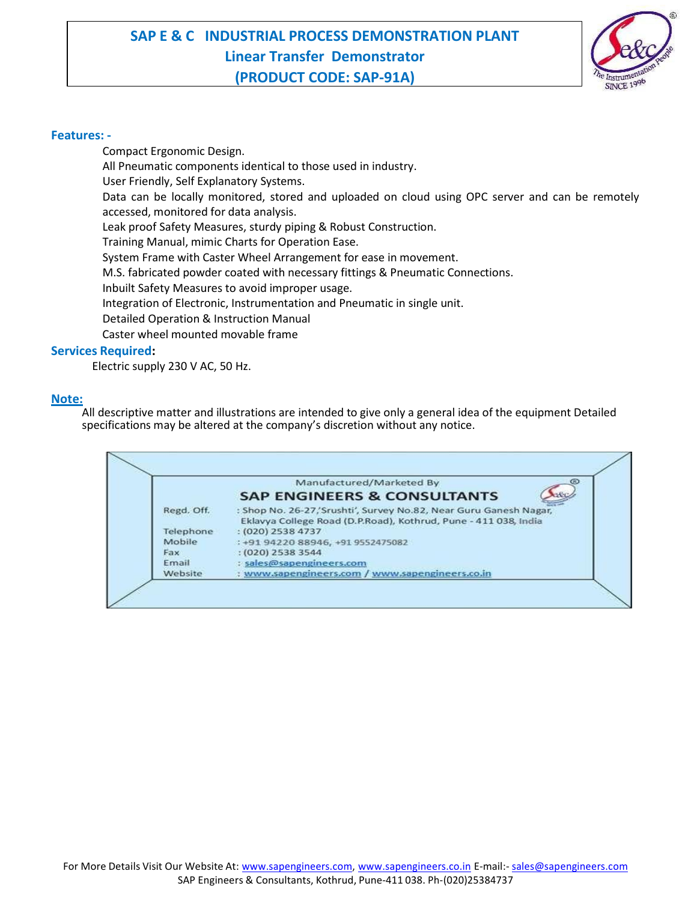# SAP E & C INDUSTRIAL PROCESS DEMONSTRATION PLANT

## Linear Transfer Demonstrator

## (PRODUCT CODE: SAP-91A)

### Features: -

- Compact Ergonomic Design.
- All Pneumatic components identical to those used in industry.
- User Friendly, Self Explanatory Systems.
- Data can be locally monitored, stored and uploaded on cloud using OPC server and can be remotely accessed, monitored for data analysis.
- Leak proof Safety Measures, sturdy piping & Robust Construction.
- Training Manual, mimic Charts for Operation Ease.
- System Frame with Caster Wheel Arrangement for ease in movement.
- M.S. fabricated powder coated with necessary fittings & Pneumatic Connections.
- Inbuilt Safety Measures to avoid improper usage.
- Integration of Electronic, Instrumentation and Pneumatic in single unit.
- Detailed Operation & Instruction Manual
- Caster wheel mounted movable frame

### Services Required:

Electric supply 230 V AC, 50 Hz.

### Note:

All descriptive matter and illustrations are intended to give only a general idea of the equipment Detailed specifications may be altered at the company's discretion without any notice.

Manufactured/Marketed By

**SAP ENGINEERS & CONSULTANTS**

| | |
|---|---|
| Regd. Off. | : Shop No. 26-27,'Srushti', Survey No.82, Near Guru Ganesh Nagar, Eklavya College Road (D.P.Road), Kothrud, Pune - 411 038, India |
| Telephone | : (020) 2538 4737 |
| Mobile | : +91 94220 88946, +91 9552475082 |
| Fax | : (020) 2538 3544 |
| Email | : sales@sapengineers.com |
| Website | : www.sapengineers.com / www.sapengineers.co.in |